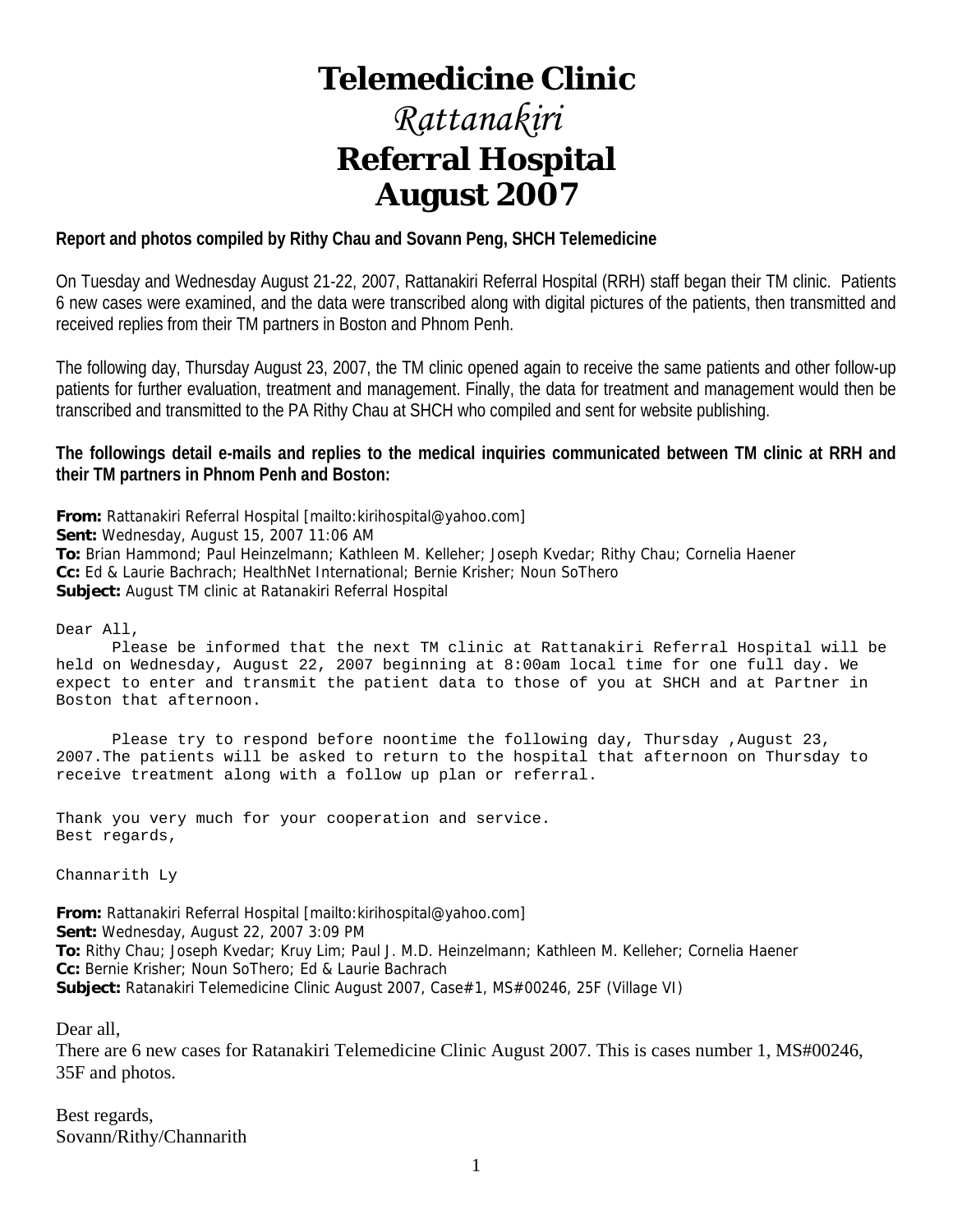# Telemedicine Clinic

## *Rattanakiri*

## Referral Hospital

## August 2007

**Report and photos compiled by Rithy Chau and Sovann Peng, SHCH Telemedicine**

On Tuesday and Wednesday August 21-22, 2007, Rattanakiri Referral Hospital (RRH) staff began their TM clinic. Patients 6 new cases were examined, and the data were transcribed along with digital pictures of the patients, then transmitted and received replies from their TM partners in Boston and Phnom Penh.

The following day, Thursday August 23, 2007, the TM clinic opened again to receive the same patients and other follow-up patients for further evaluation, treatment and management. Finally, the data for treatment and management would then be transcribed and transmitted to the PA Rithy Chau at SHCH who compiled and sent for website publishing.

**The followings detail e-mails and replies to the medical inquiries communicated between TM clinic at RRH and their TM partners in Phnom Penh and Boston:**

**From:** Rattanakiri Referral Hospital [mailto:kirihospital@yahoo.com]
**Sent:** Wednesday, August 15, 2007 11:06 AM
**To:** Brian Hammond; Paul Heinzelmann; Kathleen M. Kelleher; Joseph Kvedar; Rithy Chau; Cornelia Haener
**Cc:** Ed & Laurie Bachrach; HealthNet International; Bernie Krisher; Noun SoThero
**Subject:** August TM clinic at Ratanakiri Referral Hospital

Dear All,

Please be informed that the next TM clinic at Rattanakiri Referral Hospital will be held on Wednesday, August 22, 2007 beginning at 8:00am local time for one full day. We expect to enter and transmit the patient data to those of you at SHCH and at Partner in Boston that afternoon.

Please try to respond before noontime the following day, Thursday ,August 23, 2007.The patients will be asked to return to the hospital that afternoon on Thursday to receive treatment along with a follow up plan or referral.

Thank you very much for your cooperation and service.
Best regards,

Channarith Ly

**From:** Rattanakiri Referral Hospital [mailto:kirihospital@yahoo.com]
**Sent:** Wednesday, August 22, 2007 3:09 PM
**To:** Rithy Chau; Joseph Kvedar; Kruy Lim; Paul J. M.D. Heinzelmann; Kathleen M. Kelleher; Cornelia Haener
**Cc:** Bernie Krisher; Noun SoThero; Ed & Laurie Bachrach
**Subject:** Ratanakiri Telemedicine Clinic August 2007, Case#1, MS#00246, 25F (Village VI)

Dear all,

There are 6 new cases for Ratanakiri Telemedicine Clinic August 2007. This is cases number 1, MS#00246, 35F and photos.

Best regards,
Sovann/Rithy/Channarith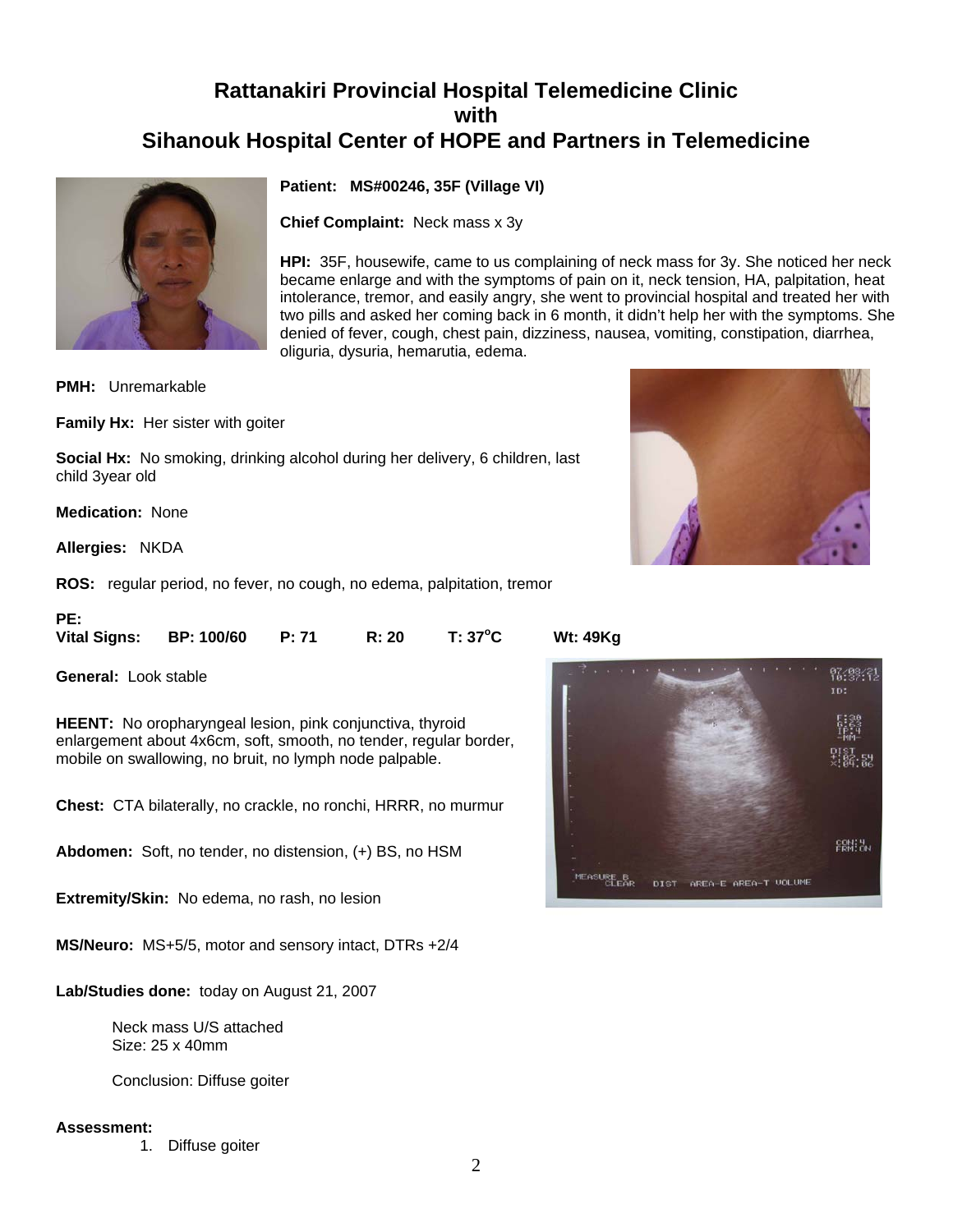# Rattanakiri Provincial Hospital Telemedicine Clinic with Sihanouk Hospital Center of HOPE and Partners in Telemedicine

**Patient:** MS#00246, 35F (Village VI)

**Chief Complaint:** Neck mass x 3y

**HPI:** 35F, housewife, came to us complaining of neck mass for 3y. She noticed her neck became enlarge and with the symptoms of pain on it, neck tension, HA, palpitation, heat intolerance, tremor, and easily angry, she went to provincial hospital and treated her with two pills and asked her coming back in 6 month, it didn't help her with the symptoms. She denied of fever, cough, chest pain, dizziness, nausea, vomiting, constipation, diarrhea, oliguria, dysuria, hemarutia, edema.

**PMH:** Unremarkable

**Family Hx:** Her sister with goiter

**Social Hx:** No smoking, drinking alcohol during her delivery, 6 children, last child 3year old

**Medication:** None

**Allergies:** NKDA

**ROS:** regular period, no fever, no cough, no edema, palpitation, tremor

**PE:**

**Vital Signs:** BP: 100/60 P: 71 R: 20 T: 37°C Wt: 49Kg

**General:** Look stable

**HEENT:** No oropharyngeal lesion, pink conjunctiva, thyroid enlargement about 4x6cm, soft, smooth, no tender, regular border, mobile on swallowing, no bruit, no lymph node palpable.

**Chest:** CTA bilaterally, no crackle, no ronchi, HRRR, no murmur

**Abdomen:** Soft, no tender, no distension, (+) BS, no HSM

**Extremity/Skin:** No edema, no rash, no lesion

**MS/Neuro:** MS+5/5, motor and sensory intact, DTRs +2/4

**Lab/Studies done:** today on August 21, 2007

Neck mass U/S attached
Size: 25 x 40mm

Conclusion: Diffuse goiter

**Assessment:**

1. Diffuse goiter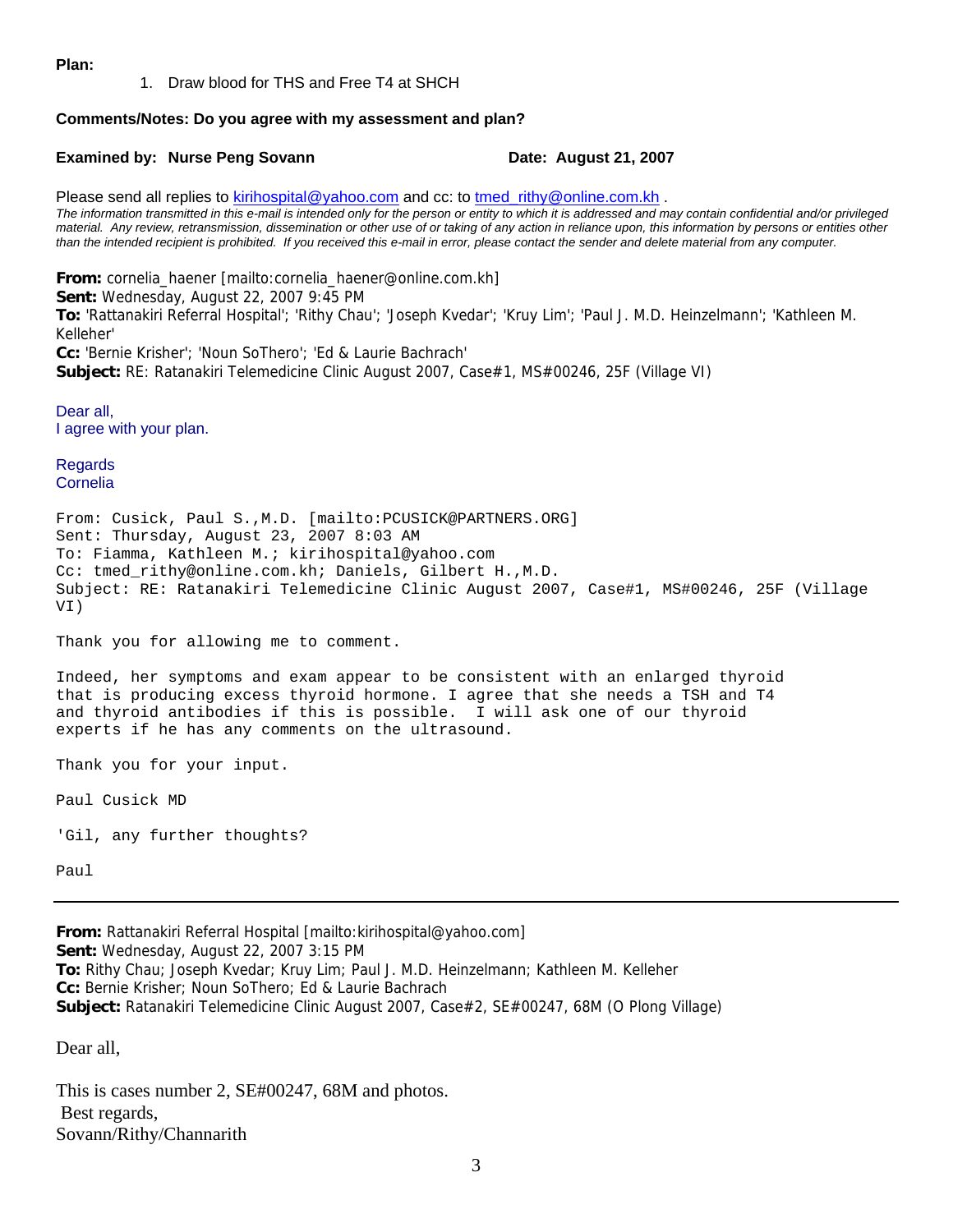**Plan:**

1. Draw blood for THS and Free T4 at SHCH

**Comments/Notes: Do you agree with my assessment and plan?**

**Examined by: Nurse Peng Sovann** **Date: August 21, 2007**

Please send all replies to kirihospital@yahoo.com and cc: to tmed_rithy@online.com.kh .

*The information transmitted in this e-mail is intended only for the person or entity to which it is addressed and may contain confidential and/or privileged material. Any review, retransmission, dissemination or other use of or taking of any action in reliance upon, this information by persons or entities other than the intended recipient is prohibited. If you received this e-mail in error, please contact the sender and delete material from any computer.*

**From:** cornelia_haener [mailto:cornelia_haener@online.com.kh]
**Sent:** Wednesday, August 22, 2007 9:45 PM
**To:** 'Rattanakiri Referral Hospital'; 'Rithy Chau'; 'Joseph Kvedar'; 'Kruy Lim'; 'Paul J. M.D. Heinzelmann'; 'Kathleen M. Kelleher'
**Cc:** 'Bernie Krisher'; 'Noun SoThero'; 'Ed & Laurie Bachrach'
**Subject:** RE: Ratanakiri Telemedicine Clinic August 2007, Case#1, MS#00246, 25F (Village VI)

Dear all,
I agree with your plan.

Regards
Cornelia

From: Cusick, Paul S.,M.D. [mailto:PCUSICK@PARTNERS.ORG]
Sent: Thursday, August 23, 2007 8:03 AM
To: Fiamma, Kathleen M.; kirihospital@yahoo.com
Cc: tmed_rithy@online.com.kh; Daniels, Gilbert H.,M.D.
Subject: RE: Ratanakiri Telemedicine Clinic August 2007, Case#1, MS#00246, 25F (Village VI)

Thank you for allowing me to comment.

Indeed, her symptoms and exam appear to be consistent with an enlarged thyroid that is producing excess thyroid hormone. I agree that she needs a TSH and T4 and thyroid antibodies if this is possible. I will ask one of our thyroid experts if he has any comments on the ultrasound.

Thank you for your input.

Paul Cusick MD

'Gil, any further thoughts?

Paul

---

**From:** Rattanakiri Referral Hospital [mailto:kirihospital@yahoo.com]
**Sent:** Wednesday, August 22, 2007 3:15 PM
**To:** Rithy Chau; Joseph Kvedar; Kruy Lim; Paul J. M.D. Heinzelmann; Kathleen M. Kelleher
**Cc:** Bernie Krisher; Noun SoThero; Ed & Laurie Bachrach
**Subject:** Ratanakiri Telemedicine Clinic August 2007, Case#2, SE#00247, 68M (O Plong Village)

Dear all,

This is cases number 2, SE#00247, 68M and photos.
Best regards,
Sovann/Rithy/Channarith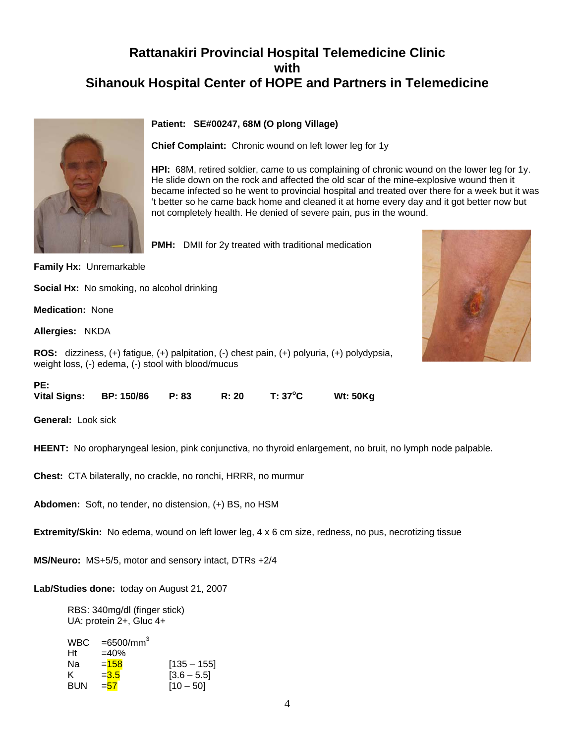# Rattanakiri Provincial Hospital Telemedicine Clinic with Sihanouk Hospital Center of HOPE and Partners in Telemedicine

**Patient:** **SE#00247, 68M (O plong Village)**

**Chief Complaint:** Chronic wound on left lower leg for 1y

**HPI:** 68M, retired soldier, came to us complaining of chronic wound on the lower leg for 1y. He slide down on the rock and affected the old scar of the mine-explosive wound then it became infected so he went to provincial hospital and treated over there for a week but it was 't better so he came back home and cleaned it at home every day and it got better now but not completely health. He denied of severe pain, pus in the wound.

**PMH:** DMII for 2y treated with traditional medication

**Family Hx:** Unremarkable

**Social Hx:** No smoking, no alcohol drinking

**Medication:** None

**Allergies:** NKDA

**ROS:** dizziness, (+) fatigue, (+) palpitation, (-) chest pain, (+) polyuria, (+) polydypsia, weight loss, (-) edema, (-) stool with blood/mucus

**PE:**
**Vital Signs:** **BP: 150/86** **P: 83** **R: 20** **T: 37°C** **Wt: 50Kg**

**General:** Look sick

**HEENT:** No oropharyngeal lesion, pink conjunctiva, no thyroid enlargement, no bruit, no lymph node palpable.

**Chest:** CTA bilaterally, no crackle, no ronchi, HRRR, no murmur

**Abdomen:** Soft, no tender, no distension, (+) BS, no HSM

**Extremity/Skin:** No edema, wound on left lower leg, 4 x 6 cm size, redness, no pus, necrotizing tissue

**MS/Neuro:** MS+5/5, motor and sensory intact, DTRs +2/4

**Lab/Studies done:** today on August 21, 2007

RBS: 340mg/dl (finger stick)
UA: protein 2+, Gluc 4+

| | | |
|---|---|---|
| WBC | =6500/mm$^3$ | |
| Ht | =40% | |
| Na | =158 | [135 – 155] |
| K | =3.5 | [3.6 – 5.5] |
| BUN | =57 | [10 – 50] |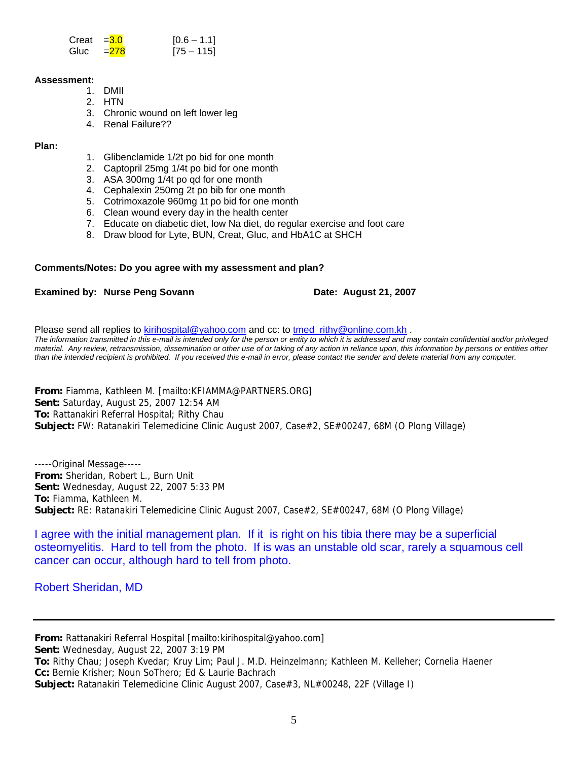| | | |
|---|---|---|
| Creat | =3.0 | [0.6 – 1.1] |
| Gluc | =278 | [75 – 115] |

**Assessment:**

1. DMII
2. HTN
3. Chronic wound on left lower leg
4. Renal Failure??

**Plan:**

1. Glibenclamide 1/2t po bid for one month
2. Captopril 25mg 1/4t po bid for one month
3. ASA 300mg 1/4t po qd for one month
4. Cephalexin 250mg 2t po bib for one month
5. Cotrimoxazole 960mg 1t po bid for one month
6. Clean wound every day in the health center
7. Educate on diabetic diet, low Na diet, do regular exercise and foot care
8. Draw blood for Lyte, BUN, Creat, Gluc, and HbA1C at SHCH

**Comments/Notes: Do you agree with my assessment and plan?**

**Examined by: Nurse Peng Sovann** **Date: August 21, 2007**

Please send all replies to kirihospital@yahoo.com and cc: to tmed_rithy@online.com.kh .

*The information transmitted in this e-mail is intended only for the person or entity to which it is addressed and may contain confidential and/or privileged material. Any review, retransmission, dissemination or other use of or taking of any action in reliance upon, this information by persons or entities other than the intended recipient is prohibited. If you received this e-mail in error, please contact the sender and delete material from any computer.*

**From:** Fiamma, Kathleen M. [mailto:KFIAMMA@PARTNERS.ORG]
**Sent:** Saturday, August 25, 2007 12:54 AM
**To:** Rattanakiri Referral Hospital; Rithy Chau
**Subject:** FW: Ratanakiri Telemedicine Clinic August 2007, Case#2, SE#00247, 68M (O Plong Village)

-----Original Message-----
**From:** Sheridan, Robert L., Burn Unit
**Sent:** Wednesday, August 22, 2007 5:33 PM
**To:** Fiamma, Kathleen M.
**Subject:** RE: Ratanakiri Telemedicine Clinic August 2007, Case#2, SE#00247, 68M (O Plong Village)

I agree with the initial management plan. If it is right on his tibia there may be a superficial osteomyelitis. Hard to tell from the photo. If is was an unstable old scar, rarely a squamous cell cancer can occur, although hard to tell from photo.

Robert Sheridan, MD

---

**From:** Rattanakiri Referral Hospital [mailto:kirihospital@yahoo.com]
**Sent:** Wednesday, August 22, 2007 3:19 PM
**To:** Rithy Chau; Joseph Kvedar; Kruy Lim; Paul J. M.D. Heinzelmann; Kathleen M. Kelleher; Cornelia Haener
**Cc:** Bernie Krisher; Noun SoThero; Ed & Laurie Bachrach
**Subject:** Ratanakiri Telemedicine Clinic August 2007, Case#3, NL#00248, 22F (Village I)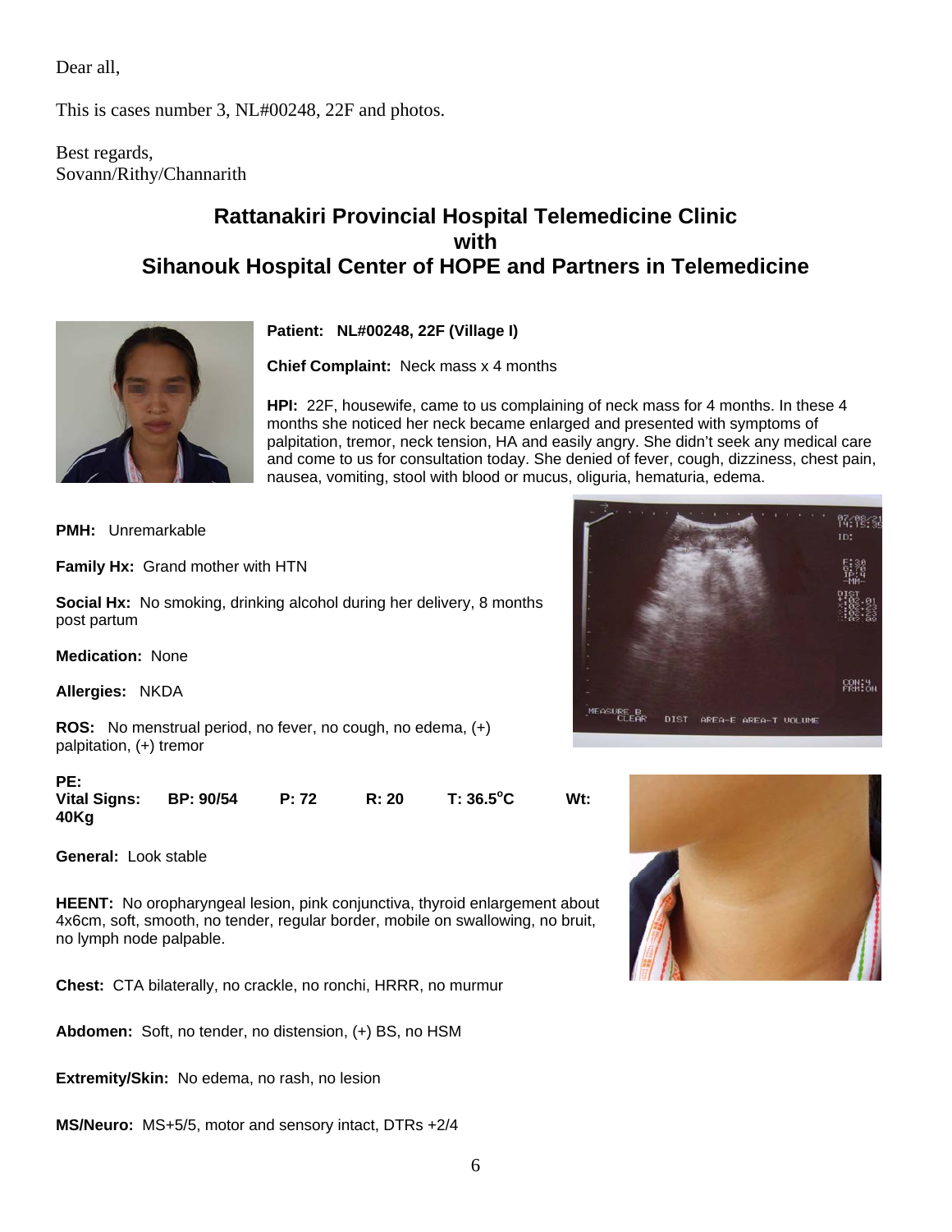Dear all,

This is cases number 3, NL#00248, 22F and photos.

Best regards,
Sovann/Rithy/Channarith

## Rattanakiri Provincial Hospital Telemedicine Clinic
## with
## Sihanouk Hospital Center of HOPE and Partners in Telemedicine

**Patient: NL#00248, 22F (Village I)**

**Chief Complaint:** Neck mass x 4 months

**HPI:** 22F, housewife, came to us complaining of neck mass for 4 months. In these 4 months she noticed her neck became enlarged and presented with symptoms of palpitation, tremor, neck tension, HA and easily angry. She didn't seek any medical care and come to us for consultation today. She denied of fever, cough, dizziness, chest pain, nausea, vomiting, stool with blood or mucus, oliguria, hematuria, edema.

**PMH:** Unremarkable

**Family Hx:** Grand mother with HTN

**Social Hx:** No smoking, drinking alcohol during her delivery, 8 months post partum

**Medication:** None

**Allergies:** NKDA

**ROS:** No menstrual period, no fever, no cough, no edema, (+) palpitation, (+) tremor

**PE:**
**Vital Signs: BP: 90/54 P: 72 R: 20 T: 36.5°C Wt: 40Kg**

**General:** Look stable

**HEENT:** No oropharyngeal lesion, pink conjunctiva, thyroid enlargement about 4x6cm, soft, smooth, no tender, regular border, mobile on swallowing, no bruit, no lymph node palpable.

**Chest:** CTA bilaterally, no crackle, no ronchi, HRRR, no murmur

**Abdomen:** Soft, no tender, no distension, (+) BS, no HSM

**Extremity/Skin:** No edema, no rash, no lesion

**MS/Neuro:** MS+5/5, motor and sensory intact, DTRs +2/4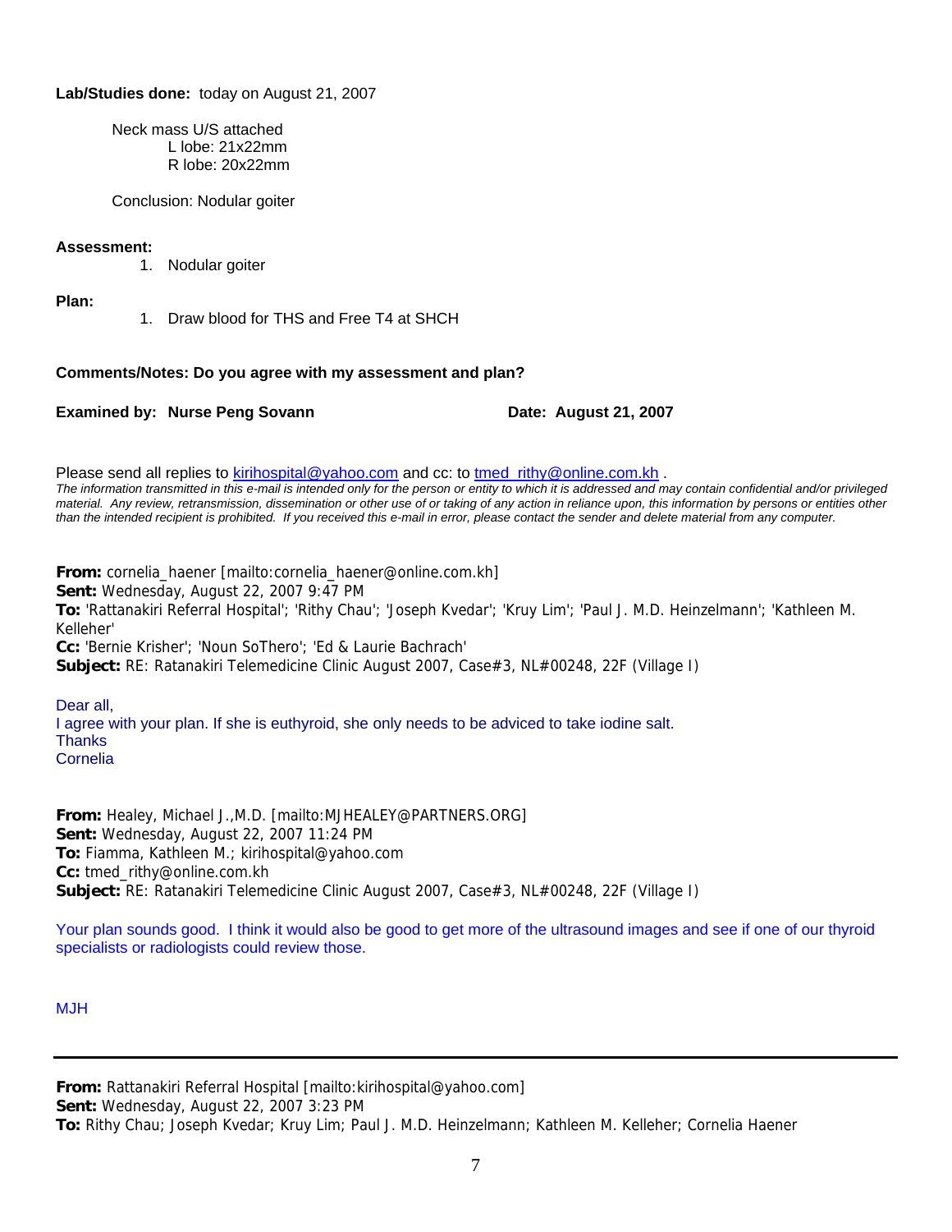**Lab/Studies done:** today on August 21, 2007

Neck mass U/S attached
L lobe: 21x22mm
R lobe: 20x22mm

Conclusion: Nodular goiter

**Assessment:**

1. Nodular goiter

**Plan:**

1. Draw blood for THS and Free T4 at SHCH

**Comments/Notes: Do you agree with my assessment and plan?**

**Examined by: Nurse Peng Sovann** **Date: August 21, 2007**

Please send all replies to kirihospital@yahoo.com and cc: to tmed_rithy@online.com.kh .

*The information transmitted in this e-mail is intended only for the person or entity to which it is addressed and may contain confidential and/or privileged material. Any review, retransmission, dissemination or other use of or taking of any action in reliance upon, this information by persons or entities other than the intended recipient is prohibited. If you received this e-mail in error, please contact the sender and delete material from any computer.*

**From:** cornelia_haener [mailto:cornelia_haener@online.com.kh]
**Sent:** Wednesday, August 22, 2007 9:47 PM
**To:** 'Rattanakiri Referral Hospital'; 'Rithy Chau'; 'Joseph Kvedar'; 'Kruy Lim'; 'Paul J. M.D. Heinzelmann'; 'Kathleen M. Kelleher'
**Cc:** 'Bernie Krisher'; 'Noun SoThero'; 'Ed & Laurie Bachrach'
**Subject:** RE: Ratanakiri Telemedicine Clinic August 2007, Case#3, NL#00248, 22F (Village I)

Dear all,
I agree with your plan. If she is euthyroid, she only needs to be adviced to take iodine salt.
Thanks
Cornelia

**From:** Healey, Michael J.,M.D. [mailto:MJHEALEY@PARTNERS.ORG]
**Sent:** Wednesday, August 22, 2007 11:24 PM
**To:** Fiamma, Kathleen M.; kirihospital@yahoo.com
**Cc:** tmed_rithy@online.com.kh
**Subject:** RE: Ratanakiri Telemedicine Clinic August 2007, Case#3, NL#00248, 22F (Village I)

Your plan sounds good. I think it would also be good to get more of the ultrasound images and see if one of our thyroid specialists or radiologists could review those.

MJH

---

**From:** Rattanakiri Referral Hospital [mailto:kirihospital@yahoo.com]
**Sent:** Wednesday, August 22, 2007 3:23 PM
**To:** Rithy Chau; Joseph Kvedar; Kruy Lim; Paul J. M.D. Heinzelmann; Kathleen M. Kelleher; Cornelia Haener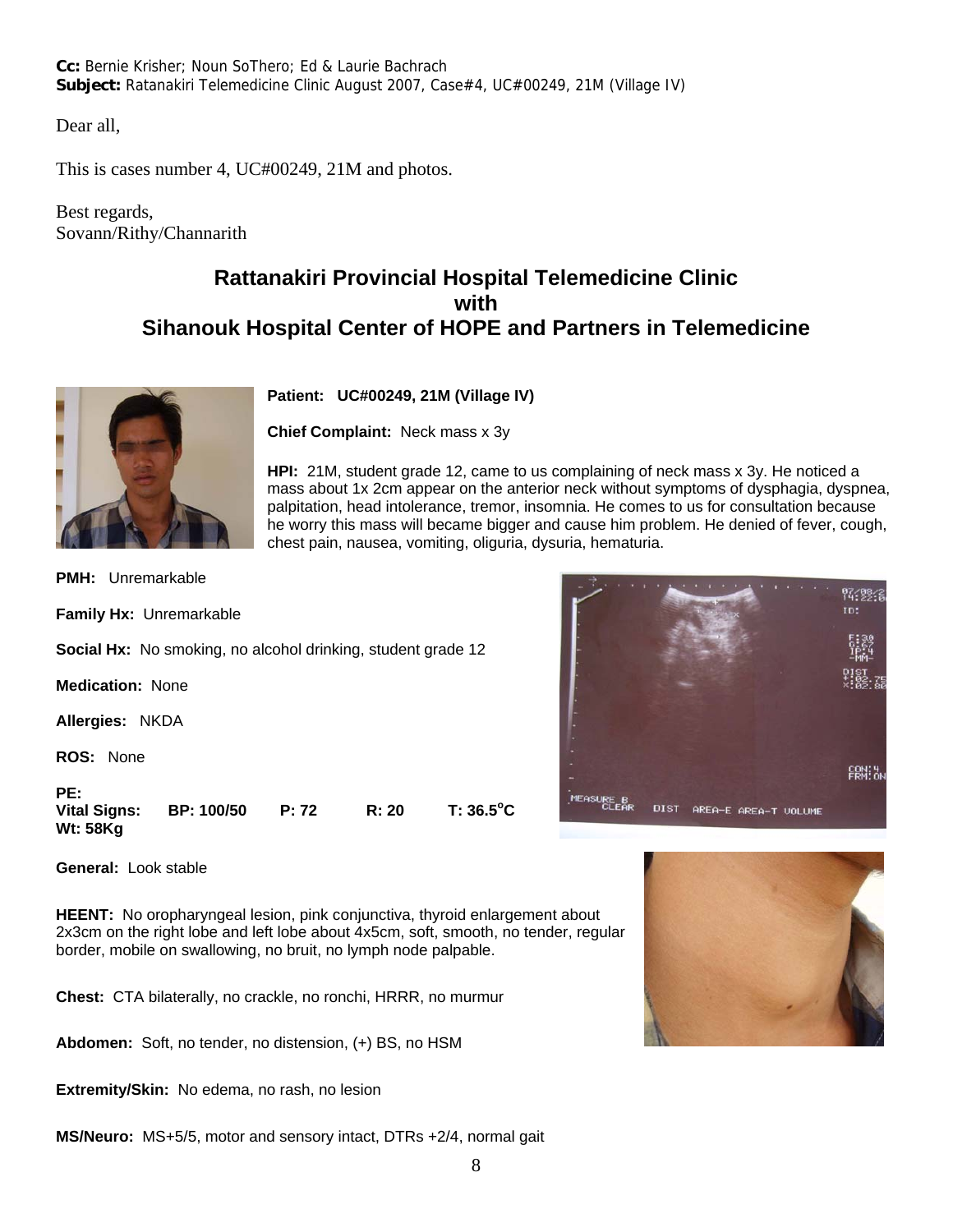**Cc:** Bernie Krisher; Noun SoThero; Ed & Laurie Bachrach
**Subject:** Ratanakiri Telemedicine Clinic August 2007, Case#4, UC#00249, 21M (Village IV)

Dear all,

This is cases number 4, UC#00249, 21M and photos.

Best regards,
Sovann/Rithy/Channarith

## Rattanakiri Provincial Hospital Telemedicine Clinic with Sihanouk Hospital Center of HOPE and Partners in Telemedicine

**Patient:** UC#00249, 21M (Village IV)

**Chief Complaint:** Neck mass x 3y

**HPI:** 21M, student grade 12, came to us complaining of neck mass x 3y. He noticed a mass about 1x 2cm appear on the anterior neck without symptoms of dysphagia, dyspnea, palpitation, head intolerance, tremor, insomnia. He comes to us for consultation because he worry this mass will became bigger and cause him problem. He denied of fever, cough, chest pain, nausea, vomiting, oliguria, dysuria, hematuria.

**PMH:** Unremarkable

**Family Hx:** Unremarkable

**Social Hx:** No smoking, no alcohol drinking, student grade 12

**Medication:** None

**Allergies:** NKDA

**ROS:** None

**PE:**
**Vital Signs:** **BP: 100/50** **P: 72** **R: 20** **T: 36.5°C**
**Wt: 58Kg**

**General:** Look stable

**HEENT:** No oropharyngeal lesion, pink conjunctiva, thyroid enlargement about 2x3cm on the right lobe and left lobe about 4x5cm, soft, smooth, no tender, regular border, mobile on swallowing, no bruit, no lymph node palpable.

**Chest:** CTA bilaterally, no crackle, no ronchi, HRRR, no murmur

**Abdomen:** Soft, no tender, no distension, (+) BS, no HSM

**Extremity/Skin:** No edema, no rash, no lesion

**MS/Neuro:** MS+5/5, motor and sensory intact, DTRs +2/4, normal gait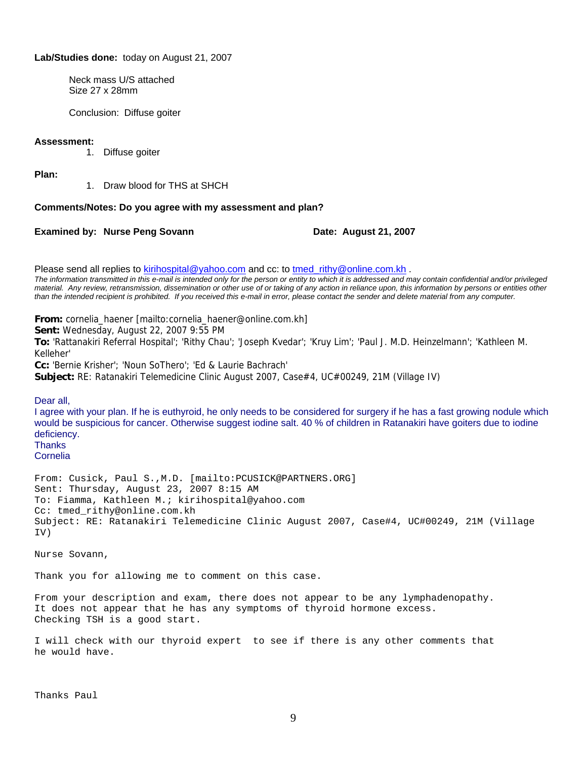**Lab/Studies done:** today on August 21, 2007

Neck mass U/S attached
Size 27 x 28mm

Conclusion: Diffuse goiter

**Assessment:**

1. Diffuse goiter

**Plan:**

1. Draw blood for THS at SHCH

**Comments/Notes: Do you agree with my assessment and plan?**

**Examined by: Nurse Peng Sovann** **Date: August 21, 2007**

Please send all replies to kirihospital@yahoo.com and cc: to tmed_rithy@online.com.kh .

*The information transmitted in this e-mail is intended only for the person or entity to which it is addressed and may contain confidential and/or privileged material. Any review, retransmission, dissemination or other use of or taking of any action in reliance upon, this information by persons or entities other than the intended recipient is prohibited. If you received this e-mail in error, please contact the sender and delete material from any computer.*

**From:** cornelia_haener [mailto:cornelia_haener@online.com.kh]
**Sent:** Wednesday, August 22, 2007 9:55 PM
**To:** 'Rattanakiri Referral Hospital'; 'Rithy Chau'; 'Joseph Kvedar'; 'Kruy Lim'; 'Paul J. M.D. Heinzelmann'; 'Kathleen M. Kelleher'
**Cc:** 'Bernie Krisher'; 'Noun SoThero'; 'Ed & Laurie Bachrach'
**Subject:** RE: Ratanakiri Telemedicine Clinic August 2007, Case#4, UC#00249, 21M (Village IV)

Dear all,
I agree with your plan. If he is euthyroid, he only needs to be considered for surgery if he has a fast growing nodule which would be suspicious for cancer. Otherwise suggest iodine salt. 40 % of children in Ratanakiri have goiters due to iodine deficiency.
Thanks
Cornelia

From: Cusick, Paul S.,M.D. [mailto:PCUSICK@PARTNERS.ORG]
Sent: Thursday, August 23, 2007 8:15 AM
To: Fiamma, Kathleen M.; kirihospital@yahoo.com
Cc: tmed_rithy@online.com.kh
Subject: RE: Ratanakiri Telemedicine Clinic August 2007, Case#4, UC#00249, 21M (Village IV)

Nurse Sovann,

Thank you for allowing me to comment on this case.

From your description and exam, there does not appear to be any lymphadenopathy.
It does not appear that he has any symptoms of thyroid hormone excess.
Checking TSH is a good start.

I will check with our thyroid expert to see if there is any other comments that he would have.

Thanks Paul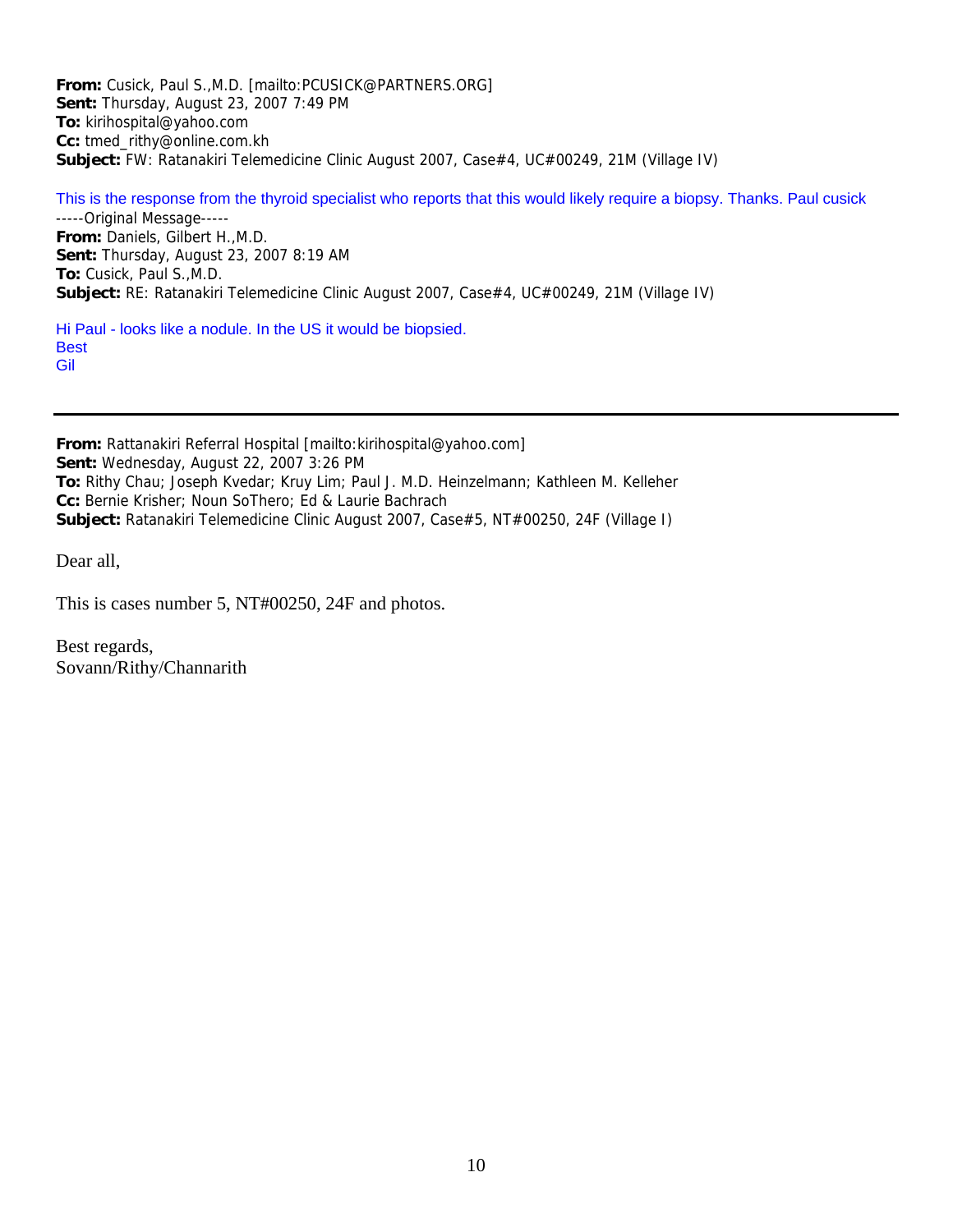**From:** Cusick, Paul S.,M.D. [mailto:PCUSICK@PARTNERS.ORG]
**Sent:** Thursday, August 23, 2007 7:49 PM
**To:** kirihospital@yahoo.com
**Cc:** tmed_rithy@online.com.kh
**Subject:** FW: Ratanakiri Telemedicine Clinic August 2007, Case#4, UC#00249, 21M (Village IV)

This is the response from the thyroid specialist who reports that this would likely require a biopsy. Thanks. Paul cusick

-----Original Message-----
**From:** Daniels, Gilbert H.,M.D.
**Sent:** Thursday, August 23, 2007 8:19 AM
**To:** Cusick, Paul S.,M.D.
**Subject:** RE: Ratanakiri Telemedicine Clinic August 2007, Case#4, UC#00249, 21M (Village IV)

Hi Paul - looks like a nodule. In the US it would be biopsied.
Best
Gil

---

**From:** Rattanakiri Referral Hospital [mailto:kirihospital@yahoo.com]
**Sent:** Wednesday, August 22, 2007 3:26 PM
**To:** Rithy Chau; Joseph Kvedar; Kruy Lim; Paul J. M.D. Heinzelmann; Kathleen M. Kelleher
**Cc:** Bernie Krisher; Noun SoThero; Ed & Laurie Bachrach
**Subject:** Ratanakiri Telemedicine Clinic August 2007, Case#5, NT#00250, 24F (Village I)

Dear all,

This is cases number 5, NT#00250, 24F and photos.

Best regards,
Sovann/Rithy/Channarith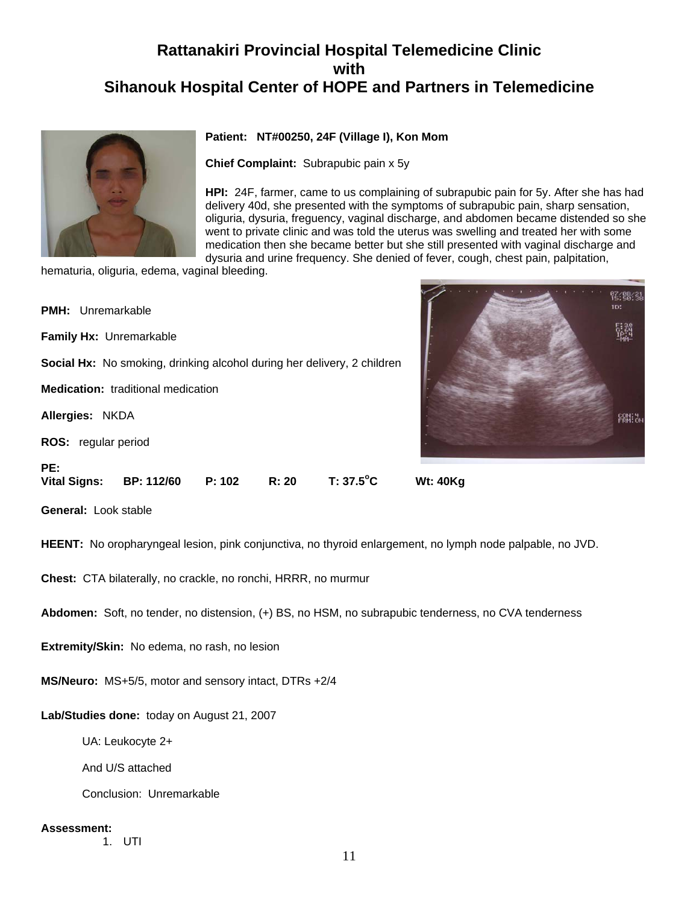# Rattanakiri Provincial Hospital Telemedicine Clinic
# with
# Sihanouk Hospital Center of HOPE and Partners in Telemedicine

**Patient: NT#00250, 24F (Village I), Kon Mom**

**Chief Complaint:** Subrapubic pain x 5y

**HPI:** 24F, farmer, came to us complaining of subrapubic pain for 5y. After she has had delivery 40d, she presented with the symptoms of subrapubic pain, sharp sensation, oliguria, dysuria, freguency, vaginal discharge, and abdomen became distended so she went to private clinic and was told the uterus was swelling and treated her with some medication then she became better but she still presented with vaginal discharge and dysuria and urine frequency. She denied of fever, cough, chest pain, palpitation, hematuria, oliguria, edema, vaginal bleeding.

**PMH:** Unremarkable

**Family Hx:** Unremarkable

**Social Hx:** No smoking, drinking alcohol during her delivery, 2 children

**Medication:** traditional medication

**Allergies:** NKDA

**ROS:** regular period

**PE:**

**Vital Signs:** **BP: 112/60** **P: 102** **R: 20** **T: 37.5°C** **Wt: 40Kg**

**General:** Look stable

**HEENT:** No oropharyngeal lesion, pink conjunctiva, no thyroid enlargement, no lymph node palpable, no JVD.

**Chest:** CTA bilaterally, no crackle, no ronchi, HRRR, no murmur

**Abdomen:** Soft, no tender, no distension, (+) BS, no HSM, no subrapubic tenderness, no CVA tenderness

**Extremity/Skin:** No edema, no rash, no lesion

**MS/Neuro:** MS+5/5, motor and sensory intact, DTRs +2/4

**Lab/Studies done:** today on August 21, 2007

UA: Leukocyte 2+

And U/S attached

Conclusion: Unremarkable

**Assessment:**

1. UTI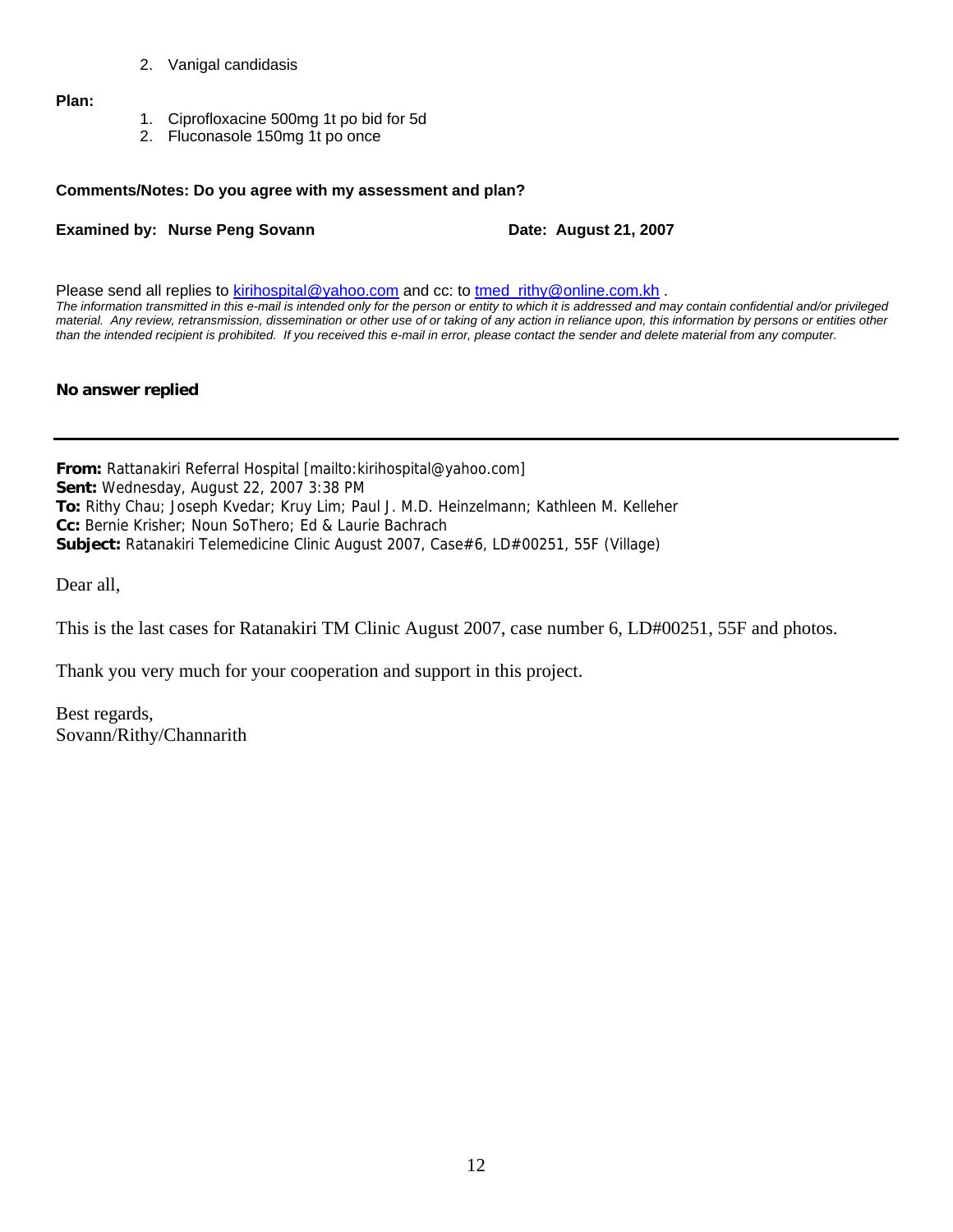2. Vanigal candidasis

**Plan:**

1. Ciprofloxacine 500mg 1t po bid for 5d
2. Fluconasole 150mg 1t po once

**Comments/Notes: Do you agree with my assessment and plan?**

**Examined by: Nurse Peng Sovann** **Date: August 21, 2007**

Please send all replies to kirihospital@yahoo.com and cc: to tmed_rithy@online.com.kh .

*The information transmitted in this e-mail is intended only for the person or entity to which it is addressed and may contain confidential and/or privileged material. Any review, retransmission, dissemination or other use of or taking of any action in reliance upon, this information by persons or entities other than the intended recipient is prohibited. If you received this e-mail in error, please contact the sender and delete material from any computer.*

**No answer replied**

---

**From:** Rattanakiri Referral Hospital [mailto:kirihospital@yahoo.com]
**Sent:** Wednesday, August 22, 2007 3:38 PM
**To:** Rithy Chau; Joseph Kvedar; Kruy Lim; Paul J. M.D. Heinzelmann; Kathleen M. Kelleher
**Cc:** Bernie Krisher; Noun SoThero; Ed & Laurie Bachrach
**Subject:** Ratanakiri Telemedicine Clinic August 2007, Case#6, LD#00251, 55F (Village)

Dear all,

This is the last cases for Ratanakiri TM Clinic August 2007, case number 6, LD#00251, 55F and photos.

Thank you very much for your cooperation and support in this project.

Best regards,
Sovann/Rithy/Channarith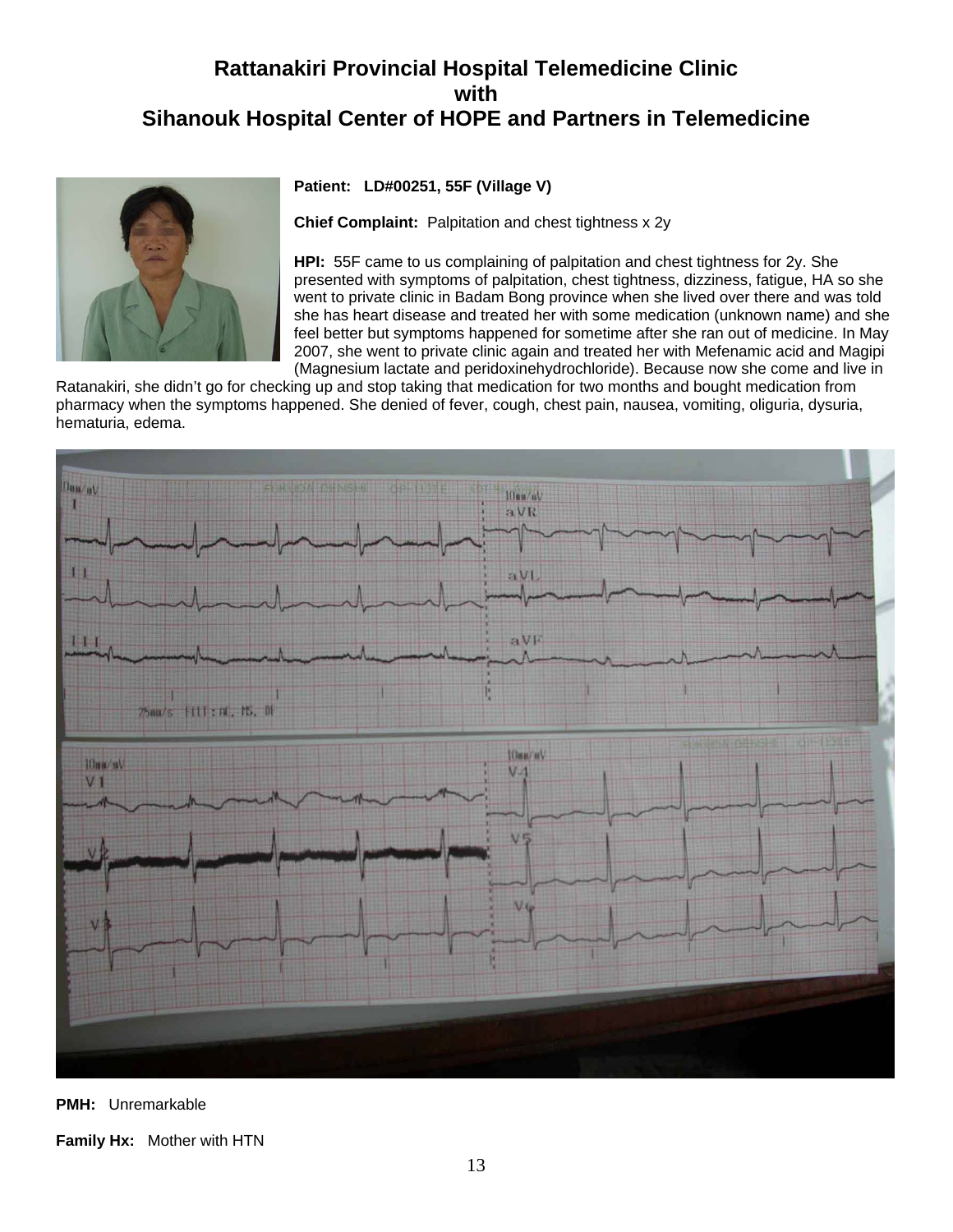# Rattanakiri Provincial Hospital Telemedicine Clinic
# with
# Sihanouk Hospital Center of HOPE and Partners in Telemedicine

**Patient:** LD#00251, 55F (Village V)

**Chief Complaint:** Palpitation and chest tightness x 2y

**HPI:** 55F came to us complaining of palpitation and chest tightness for 2y. She presented with symptoms of palpitation, chest tightness, dizziness, fatigue, HA so she went to private clinic in Badam Bong province when she lived over there and was told she has heart disease and treated her with some medication (unknown name) and she feel better but symptoms happened for sometime after she ran out of medicine. In May 2007, she went to private clinic again and treated her with Mefenamic acid and Magipi (Magnesium lactate and peridoxinehydrochloride). Because now she come and live in Ratanakiri, she didn't go for checking up and stop taking that medication for two months and bought medication from pharmacy when the symptoms happened. She denied of fever, cough, chest pain, nausea, vomiting, oliguria, dysuria, hematuria, edema.

**PMH:** Unremarkable

**Family Hx:** Mother with HTN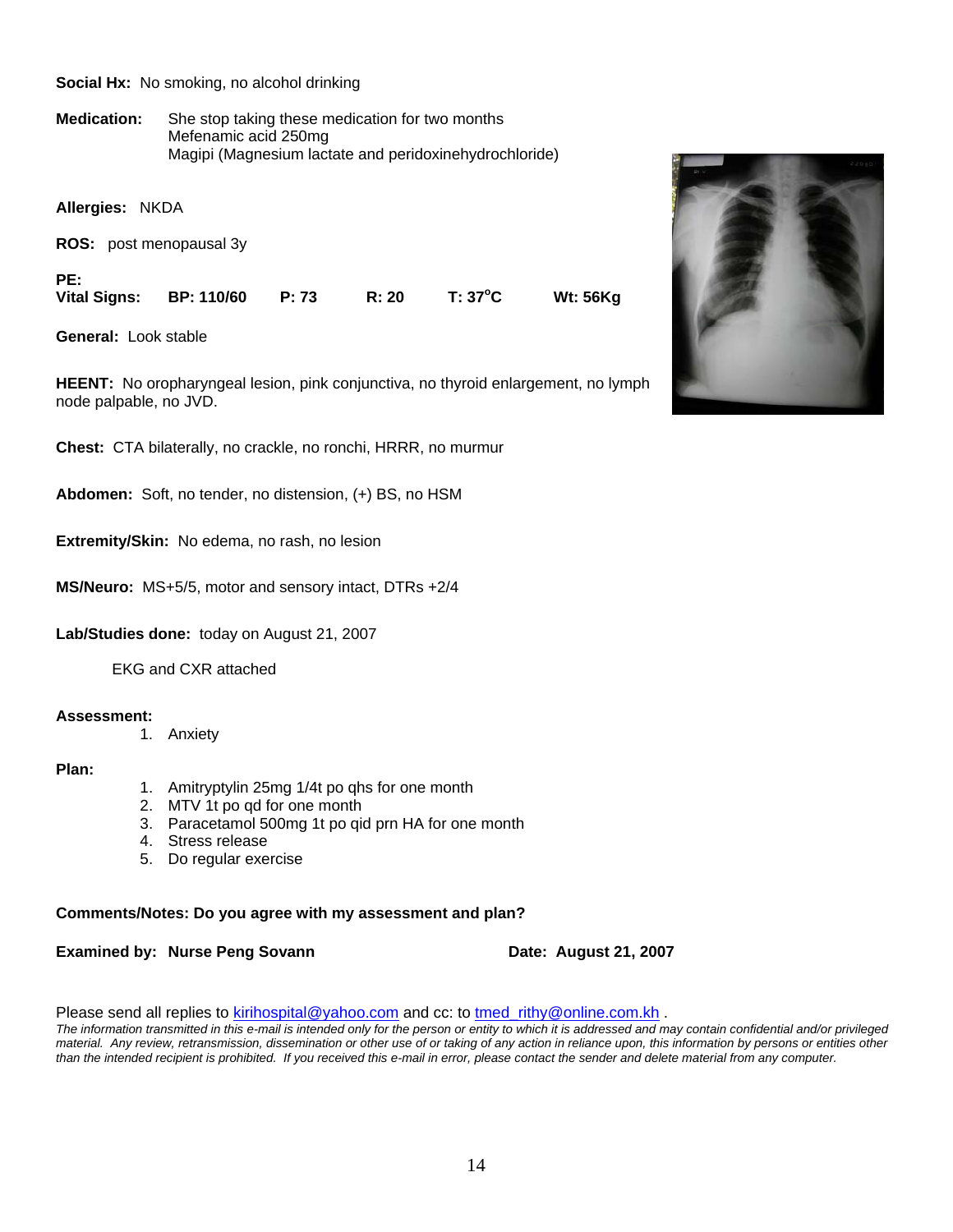**Social Hx:** No smoking, no alcohol drinking

**Medication:** She stop taking these medication for two months
Mefenamic acid 250mg
Magipi (Magnesium lactate and peridoxinehydrochloride)

**Allergies:** NKDA

**ROS:** post menopausal 3y

**PE:**
**Vital Signs:** **BP: 110/60** **P: 73** **R: 20** **T: 37°C** **Wt: 56Kg**

**General:** Look stable

**HEENT:** No oropharyngeal lesion, pink conjunctiva, no thyroid enlargement, no lymph node palpable, no JVD.

**Chest:** CTA bilaterally, no crackle, no ronchi, HRRR, no murmur

**Abdomen:** Soft, no tender, no distension, (+) BS, no HSM

**Extremity/Skin:** No edema, no rash, no lesion

**MS/Neuro:** MS+5/5, motor and sensory intact, DTRs +2/4

**Lab/Studies done:** today on August 21, 2007

EKG and CXR attached

**Assessment:**

1. Anxiety

**Plan:**

1. Amitryptylin 25mg 1/4t po qhs for one month
2. MTV 1t po qd for one month
3. Paracetamol 500mg 1t po qid prn HA for one month
4. Stress release
5. Do regular exercise

**Comments/Notes: Do you agree with my assessment and plan?**

**Examined by: Nurse Peng Sovann** **Date: August 21, 2007**

Please send all replies to kirihospital@yahoo.com and cc: to tmed_rithy@online.com.kh .

*The information transmitted in this e-mail is intended only for the person or entity to which it is addressed and may contain confidential and/or privileged material. Any review, retransmission, dissemination or other use of or taking of any action in reliance upon, this information by persons or entities other than the intended recipient is prohibited. If you received this e-mail in error, please contact the sender and delete material from any computer.*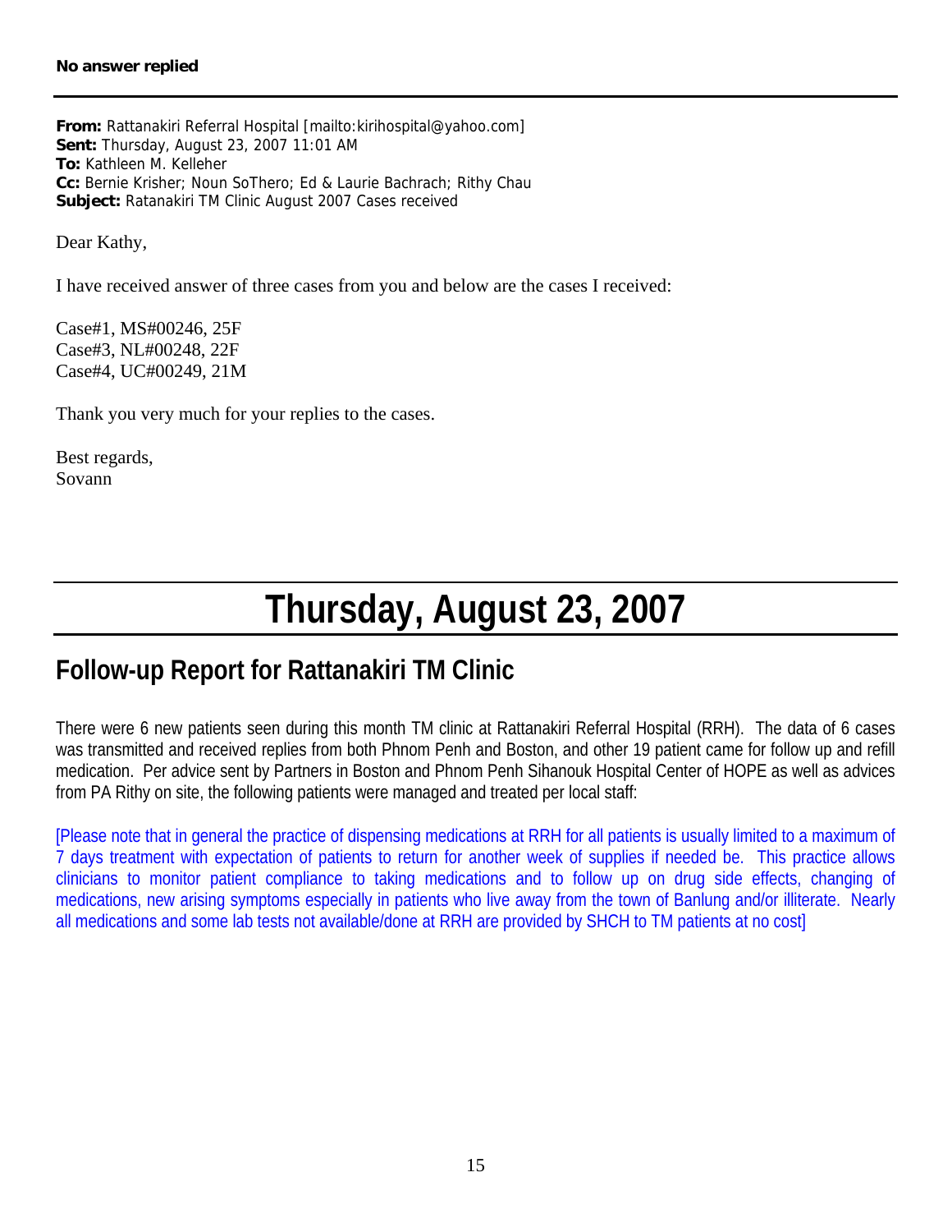**No answer replied**

---

**From:** Rattanakiri Referral Hospital [mailto:kirihospital@yahoo.com]
**Sent:** Thursday, August 23, 2007 11:01 AM
**To:** Kathleen M. Kelleher
**Cc:** Bernie Krisher; Noun SoThero; Ed & Laurie Bachrach; Rithy Chau
**Subject:** Ratanakiri TM Clinic August 2007 Cases received

Dear Kathy,

I have received answer of three cases from you and below are the cases I received:

Case#1, MS#00246, 25F
Case#3, NL#00248, 22F
Case#4, UC#00249, 21M

Thank you very much for your replies to the cases.

Best regards,
Sovann

---

# Thursday, August 23, 2007

---

## Follow-up Report for Rattanakiri TM Clinic

There were 6 new patients seen during this month TM clinic at Rattanakiri Referral Hospital (RRH). The data of 6 cases was transmitted and received replies from both Phnom Penh and Boston, and other 19 patient came for follow up and refill medication. Per advice sent by Partners in Boston and Phnom Penh Sihanouk Hospital Center of HOPE as well as advices from PA Rithy on site, the following patients were managed and treated per local staff:

[Please note that in general the practice of dispensing medications at RRH for all patients is usually limited to a maximum of 7 days treatment with expectation of patients to return for another week of supplies if needed be. This practice allows clinicians to monitor patient compliance to taking medications and to follow up on drug side effects, changing of medications, new arising symptoms especially in patients who live away from the town of Banlung and/or illiterate. Nearly all medications and some lab tests not available/done at RRH are provided by SHCH to TM patients at no cost]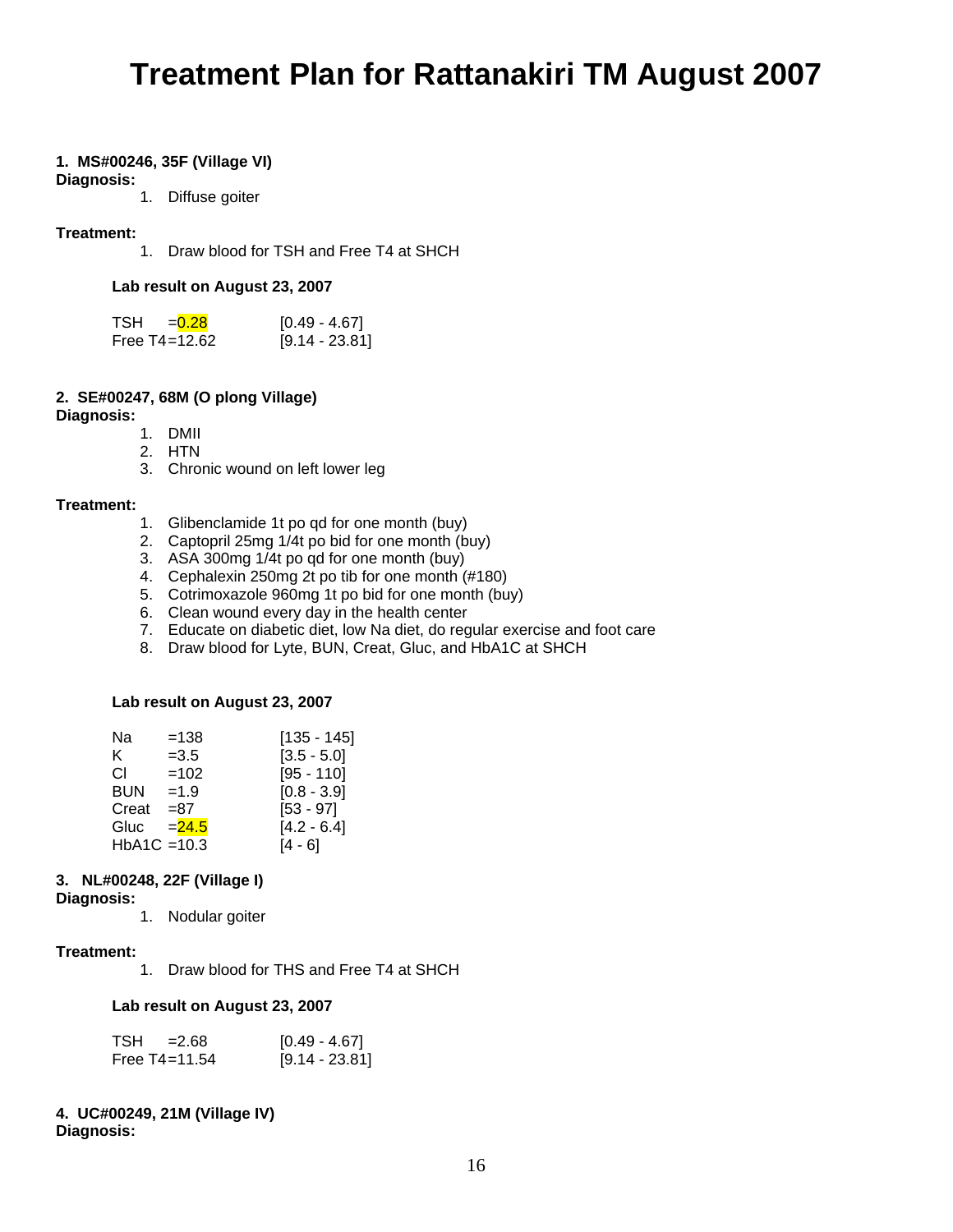# Treatment Plan for Rattanakiri TM August 2007

**1. MS#00246, 35F (Village VI)**
**Diagnosis:**

1. Diffuse goiter

**Treatment:**

1. Draw blood for TSH and Free T4 at SHCH

**Lab result on August 23, 2007**

| | | |
|---|---|---|
| TSH | =0.28 | [0.49 - 4.67] |
| Free T4 | =12.62 | [9.14 - 23.81] |

**2. SE#00247, 68M (O plong Village)**
**Diagnosis:**

1. DMII
2. HTN
3. Chronic wound on left lower leg

**Treatment:**

1. Glibenclamide 1t po qd for one month (buy)
2. Captopril 25mg 1/4t po bid for one month (buy)
3. ASA 300mg 1/4t po qd for one month (buy)
4. Cephalexin 250mg 2t po tib for one month (#180)
5. Cotrimoxazole 960mg 1t po bid for one month (buy)
6. Clean wound every day in the health center
7. Educate on diabetic diet, low Na diet, do regular exercise and foot care
8. Draw blood for Lyte, BUN, Creat, Gluc, and HbA1C at SHCH

**Lab result on August 23, 2007**

| | | |
|---|---|---|
| Na | =138 | [135 - 145] |
| K | =3.5 | [3.5 - 5.0] |
| Cl | =102 | [95 - 110] |
| BUN | =1.9 | [0.8 - 3.9] |
| Creat | =87 | [53 - 97] |
| Gluc | =24.5 | [4.2 - 6.4] |
| HbA1C | =10.3 | [4 - 6] |

**3. NL#00248, 22F (Village I)**
**Diagnosis:**

1. Nodular goiter

**Treatment:**

1. Draw blood for THS and Free T4 at SHCH

**Lab result on August 23, 2007**

| | | |
|---|---|---|
| TSH | =2.68 | [0.49 - 4.67] |
| Free T4 | =11.54 | [9.14 - 23.81] |

**4. UC#00249, 21M (Village IV)**
**Diagnosis:**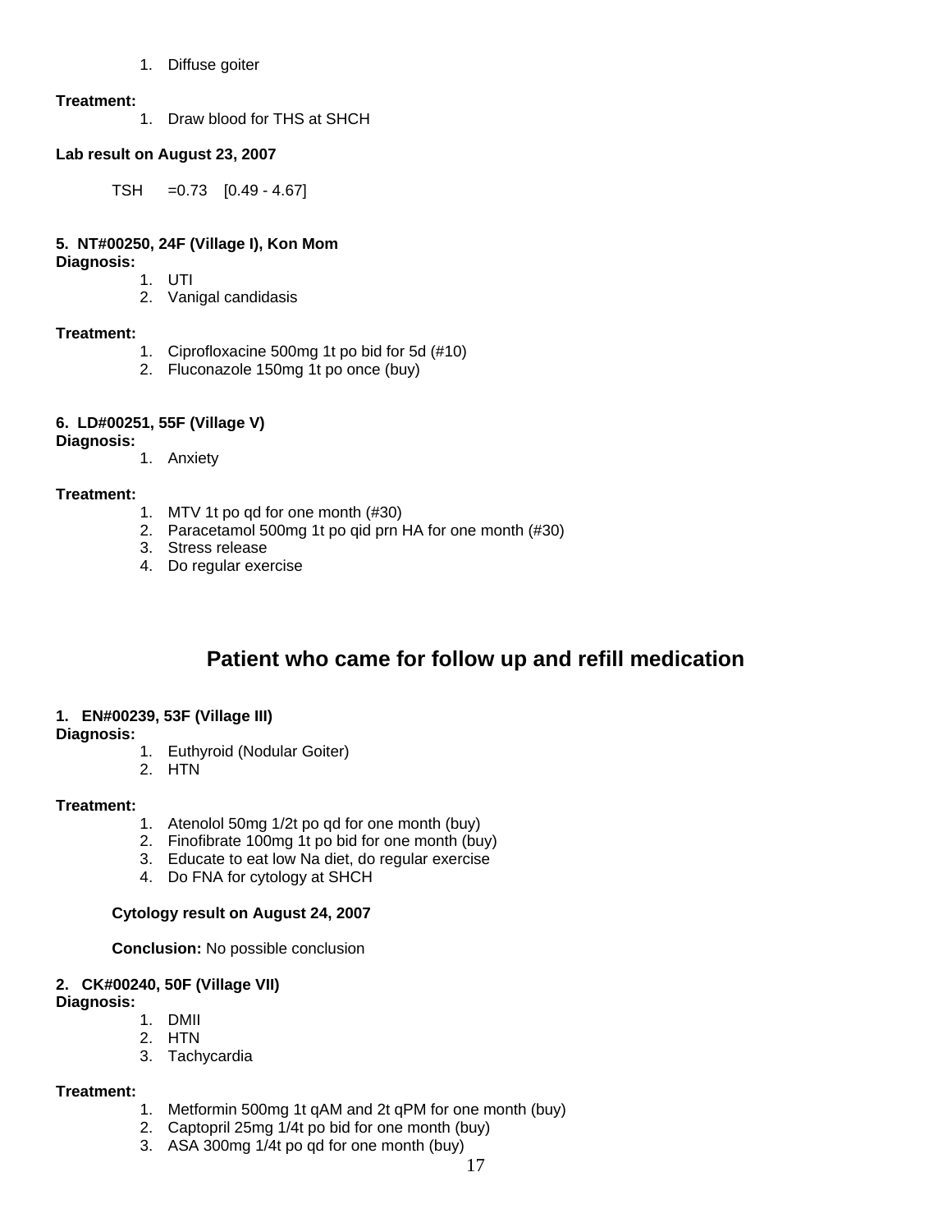1. Diffuse goiter

**Treatment:**

1. Draw blood for THS at SHCH

**Lab result on August 23, 2007**

TSH =0.73 [0.49 - 4.67]

**5. NT#00250, 24F (Village I), Kon Mom**

**Diagnosis:**

1. UTI
2. Vanigal candidasis

**Treatment:**

1. Ciprofloxacine 500mg 1t po bid for 5d (#10)
2. Fluconazole 150mg 1t po once (buy)

**6. LD#00251, 55F (Village V)**

**Diagnosis:**

1. Anxiety

**Treatment:**

1. MTV 1t po qd for one month (#30)
2. Paracetamol 500mg 1t po qid prn HA for one month (#30)
3. Stress release
4. Do regular exercise

## Patient who came for follow up and refill medication

**1. EN#00239, 53F (Village III)**

**Diagnosis:**

1. Euthyroid (Nodular Goiter)
2. HTN

**Treatment:**

1. Atenolol 50mg 1/2t po qd for one month (buy)
2. Finofibrate 100mg 1t po bid for one month (buy)
3. Educate to eat low Na diet, do regular exercise
4. Do FNA for cytology at SHCH

**Cytology result on August 24, 2007**

**Conclusion:** No possible conclusion

**2. CK#00240, 50F (Village VII)**

**Diagnosis:**

1. DMII
2. HTN
3. Tachycardia

**Treatment:**

1. Metformin 500mg 1t qAM and 2t qPM for one month (buy)
2. Captopril 25mg 1/4t po bid for one month (buy)
3. ASA 300mg 1/4t po qd for one month (buy)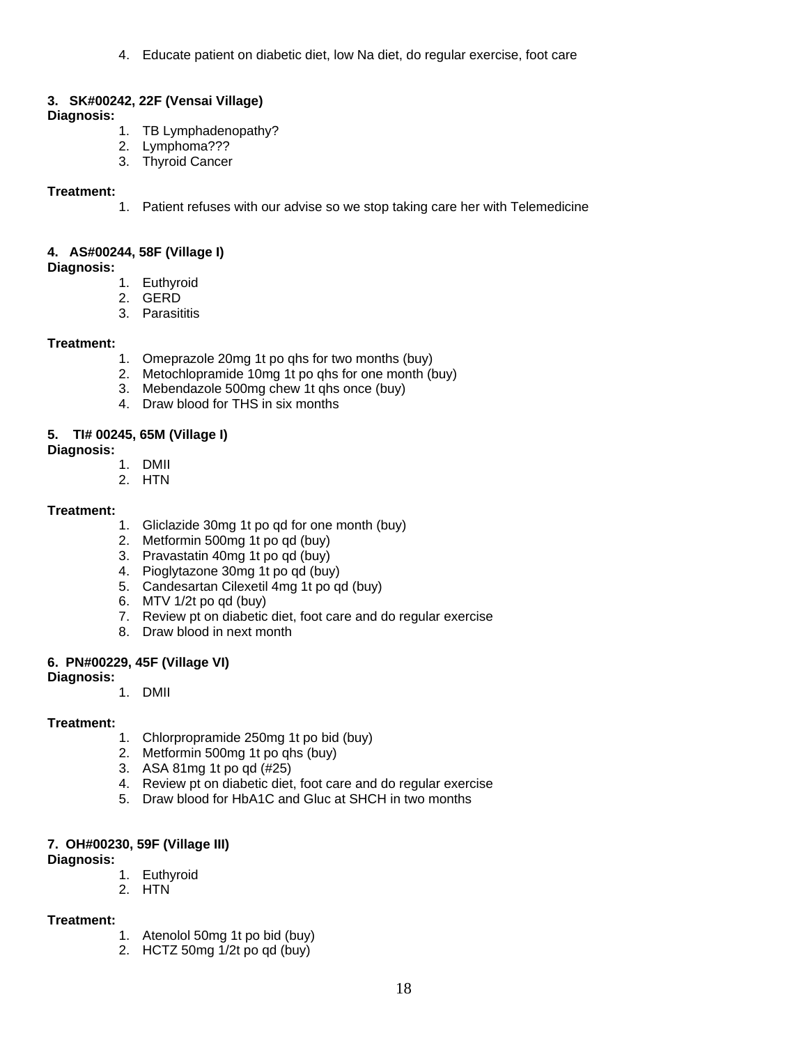4. Educate patient on diabetic diet, low Na diet, do regular exercise, foot care

**3. SK#00242, 22F (Vensai Village)**

**Diagnosis:**

1. TB Lymphadenopathy?
2. Lymphoma???
3. Thyroid Cancer

**Treatment:**

1. Patient refuses with our advise so we stop taking care her with Telemedicine

**4. AS#00244, 58F (Village I)**

**Diagnosis:**

1. Euthyroid
2. GERD
3. Parasititis

**Treatment:**

1. Omeprazole 20mg 1t po qhs for two months (buy)
2. Metochlopramide 10mg 1t po qhs for one month (buy)
3. Mebendazole 500mg chew 1t qhs once (buy)
4. Draw blood for THS in six months

**5. TI# 00245, 65M (Village I)**

**Diagnosis:**

1. DMII
2. HTN

**Treatment:**

1. Gliclazide 30mg 1t po qd for one month (buy)
2. Metformin 500mg 1t po qd (buy)
3. Pravastatin 40mg 1t po qd (buy)
4. Pioglytazone 30mg 1t po qd (buy)
5. Candesartan Cilexetil 4mg 1t po qd (buy)
6. MTV 1/2t po qd (buy)
7. Review pt on diabetic diet, foot care and do regular exercise
8. Draw blood in next month

**6. PN#00229, 45F (Village VI)**

**Diagnosis:**

1. DMII

**Treatment:**

1. Chlorpropramide 250mg 1t po bid (buy)
2. Metformin 500mg 1t po qhs (buy)
3. ASA 81mg 1t po qd (#25)
4. Review pt on diabetic diet, foot care and do regular exercise
5. Draw blood for HbA1C and Gluc at SHCH in two months

**7. OH#00230, 59F (Village III)**

**Diagnosis:**

1. Euthyroid
2. HTN

**Treatment:**

1. Atenolol 50mg 1t po bid (buy)
2. HCTZ 50mg 1/2t po qd (buy)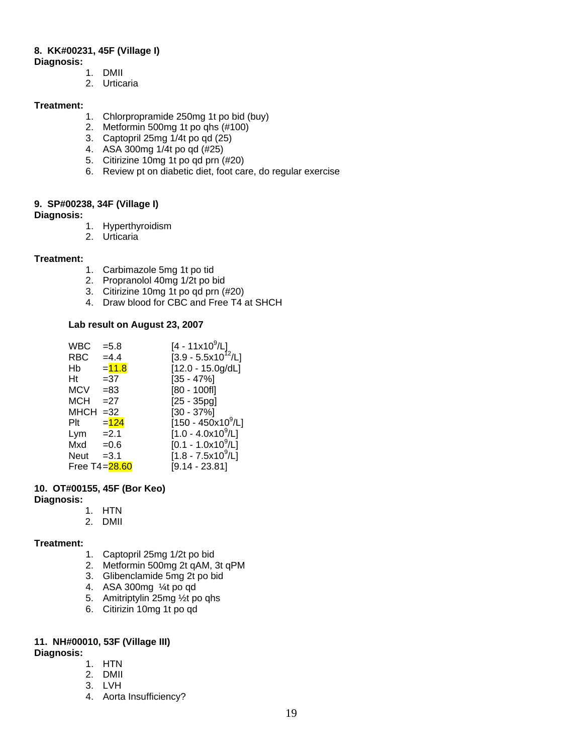**8. KK#00231, 45F (Village I)**

**Diagnosis:**

1. DMII
2. Urticaria

**Treatment:**

1. Chlorpropramide 250mg 1t po bid (buy)
2. Metformin 500mg 1t po qhs (#100)
3. Captopril 25mg 1/4t po qd (25)
4. ASA 300mg 1/4t po qd (#25)
5. Citirizine 10mg 1t po qd prn (#20)
6. Review pt on diabetic diet, foot care, do regular exercise

**9. SP#00238, 34F (Village I)**

**Diagnosis:**

1. Hyperthyroidism
2. Urticaria

**Treatment:**

1. Carbimazole 5mg 1t po tid
2. Propranolol 40mg 1/2t po bid
3. Citirizine 10mg 1t po qd prn (#20)
4. Draw blood for CBC and Free T4 at SHCH

**Lab result on August 23, 2007**

| Test | Result | Reference |
|---|---|---|
| WBC | =5.8 | [4 - 11x10$^9$/L] |
| RBC | =4.4 | [3.9 - 5.5x10$^{12}$/L] |
| Hb | =11.8 | [12.0 - 15.0g/dL] |
| Ht | =37 | [35 - 47%] |
| MCV | =83 | [80 - 100fl] |
| MCH | =27 | [25 - 35pg] |
| MHCH | =32 | [30 - 37%] |
| Plt | =124 | [150 - 450x10$^9$/L] |
| Lym | =2.1 | [1.0 - 4.0x10$^9$/L] |
| Mxd | =0.6 | [0.1 - 1.0x10$^9$/L] |
| Neut | =3.1 | [1.8 - 7.5x10$^9$/L] |
| Free T4 | =28.60 | [9.14 - 23.81] |

**10. OT#00155, 45F (Bor Keo)**

**Diagnosis:**

1. HTN
2. DMII

**Treatment:**

1. Captopril 25mg 1/2t po bid
2. Metformin 500mg 2t qAM, 3t qPM
3. Glibenclamide 5mg 2t po bid
4. ASA 300mg ¼t po qd
5. Amitriptylin 25mg ½t po qhs
6. Citirizin 10mg 1t po qd

**11. NH#00010, 53F (Village III)**

**Diagnosis:**

1. HTN
2. DMII
3. LVH
4. Aorta Insufficiency?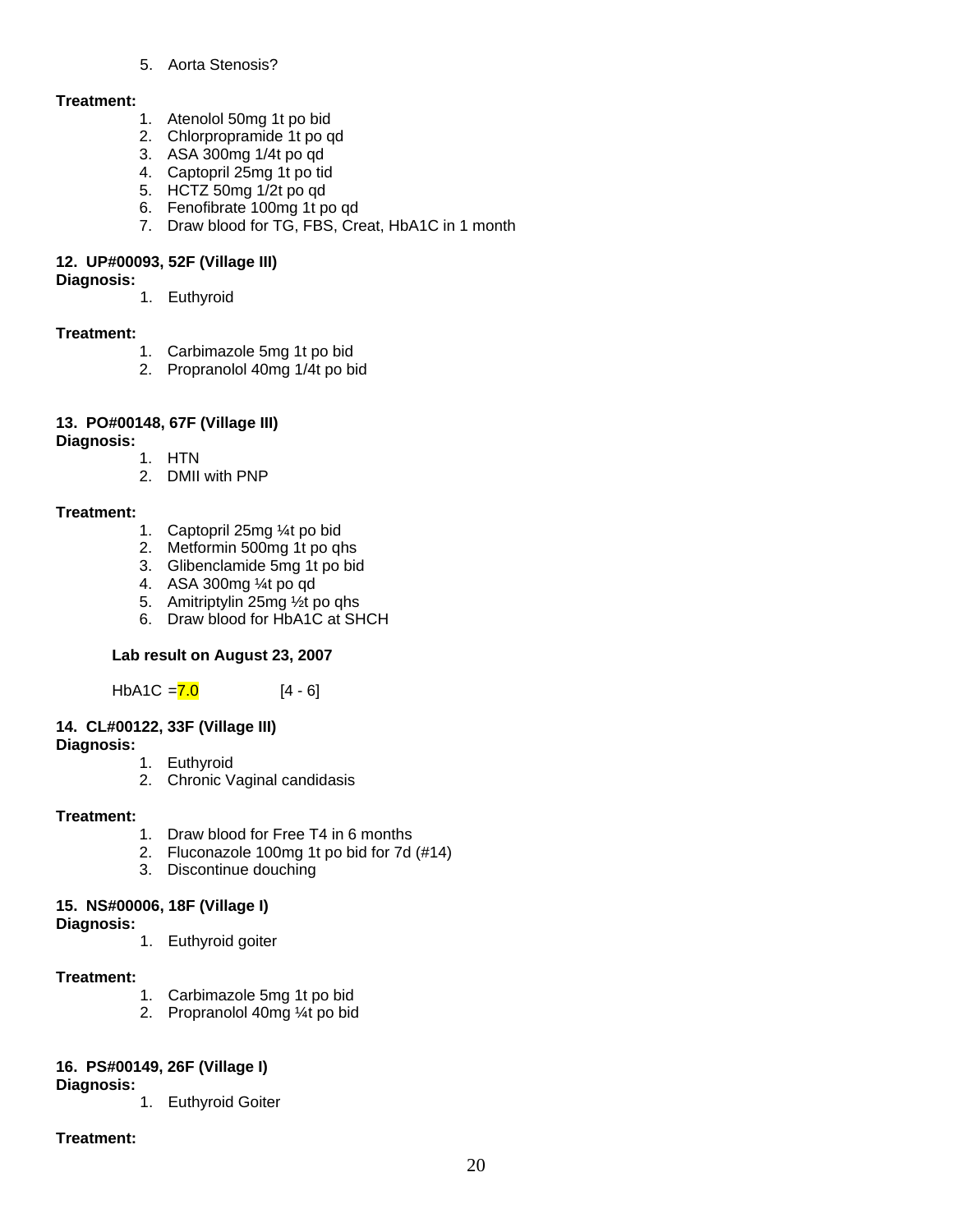5. Aorta Stenosis?

**Treatment:**

1. Atenolol 50mg 1t po bid
2. Chlorpropramide 1t po qd
3. ASA 300mg 1/4t po qd
4. Captopril 25mg 1t po tid
5. HCTZ 50mg 1/2t po qd
6. Fenofibrate 100mg 1t po qd
7. Draw blood for TG, FBS, Creat, HbA1C in 1 month

**12. UP#00093, 52F (Village III)**

**Diagnosis:**

1. Euthyroid

**Treatment:**

1. Carbimazole 5mg 1t po bid
2. Propranolol 40mg 1/4t po bid

**13. PO#00148, 67F (Village III)**

**Diagnosis:**

1. HTN
2. DMII with PNP

**Treatment:**

1. Captopril 25mg ¼t po bid
2. Metformin 500mg 1t po qhs
3. Glibenclamide 5mg 1t po bid
4. ASA 300mg ¼t po qd
5. Amitriptylin 25mg ½t po qhs
6. Draw blood for HbA1C at SHCH

**Lab result on August 23, 2007**

HbA1C =7.0 [4 - 6]

**14. CL#00122, 33F (Village III)**

**Diagnosis:**

1. Euthyroid
2. Chronic Vaginal candidasis

**Treatment:**

1. Draw blood for Free T4 in 6 months
2. Fluconazole 100mg 1t po bid for 7d (#14)
3. Discontinue douching

**15. NS#00006, 18F (Village I)**

**Diagnosis:**

1. Euthyroid goiter

**Treatment:**

1. Carbimazole 5mg 1t po bid
2. Propranolol 40mg ¼t po bid

**16. PS#00149, 26F (Village I)**

**Diagnosis:**

1. Euthyroid Goiter

**Treatment:**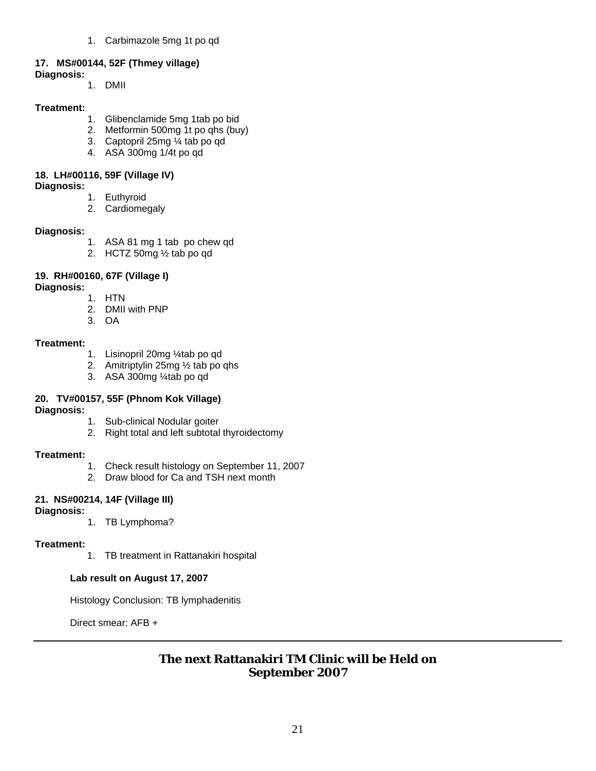1. Carbimazole 5mg 1t po qd

**17. MS#00144, 52F (Thmey village)**
**Diagnosis:**

1. DMII

**Treatment:**

1. Glibenclamide 5mg 1tab po bid
2. Metformin 500mg 1t po qhs (buy)
3. Captopril 25mg ¼ tab po qd
4. ASA 300mg 1/4t po qd

**18. LH#00116, 59F (Village IV)**
**Diagnosis:**

1. Euthyroid
2. Cardiomegaly

**Diagnosis:**

1. ASA 81 mg 1 tab po chew qd
2. HCTZ 50mg ½ tab po qd

**19. RH#00160, 67F (Village I)**
**Diagnosis:**

1. HTN
2. DMII with PNP
3. OA

**Treatment:**

1. Lisinopril 20mg ¼tab po qd
2. Amitriptylin 25mg ½ tab po qhs
3. ASA 300mg ¼tab po qd

**20. TV#00157, 55F (Phnom Kok Village)**
**Diagnosis:**

1. Sub-clinical Nodular goiter
2. Right total and left subtotal thyroidectomy

**Treatment:**

1. Check result histology on September 11, 2007
2. Draw blood for Ca and TSH next month

**21. NS#00214, 14F (Village III)**
**Diagnosis:**

1. TB Lymphoma?

**Treatment:**

1. TB treatment in Rattanakiri hospital

**Lab result on August 17, 2007**

Histology Conclusion: TB lymphadenitis

Direct smear: AFB +

---

## The next Rattanakiri TM Clinic will be Held on September 2007